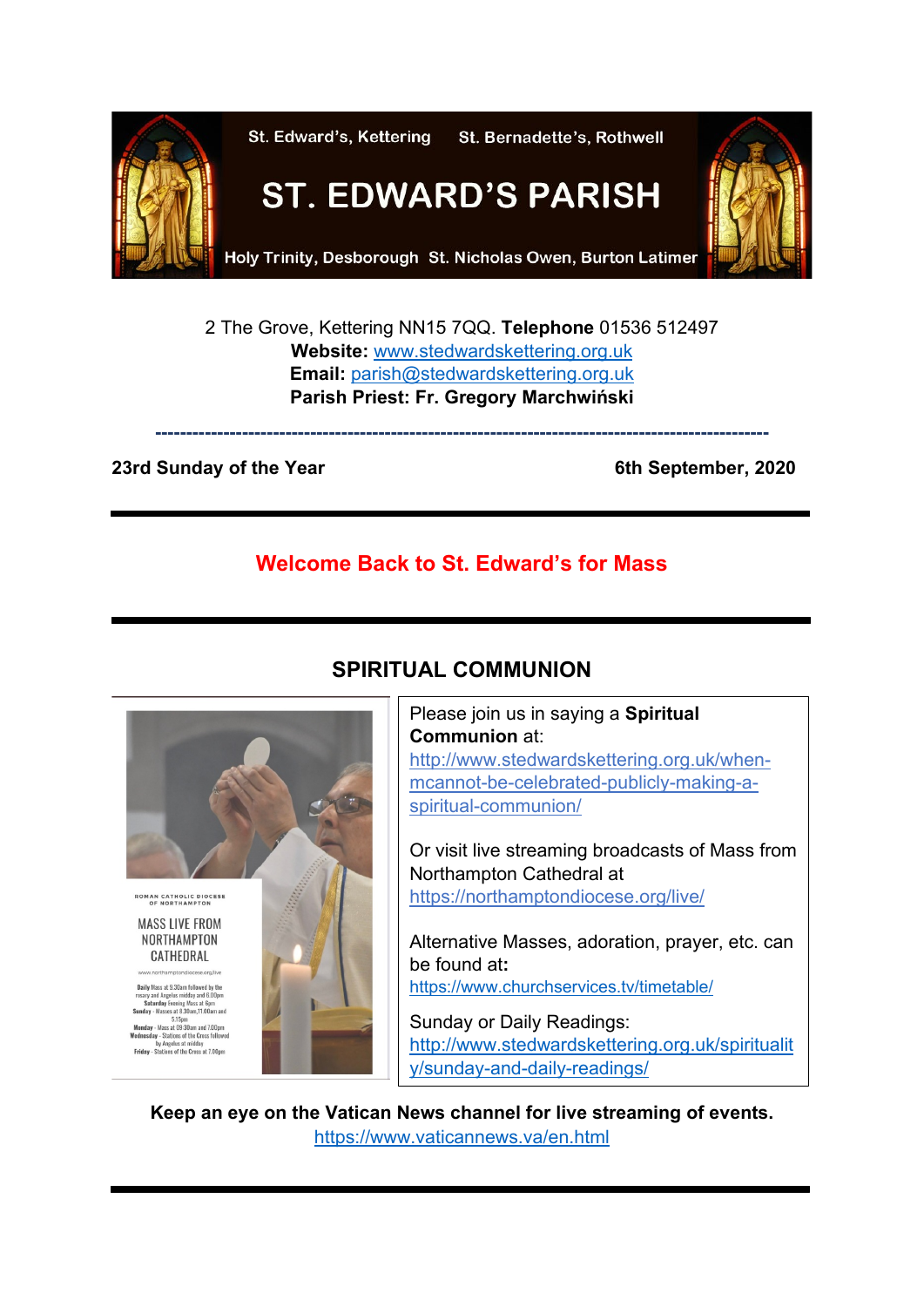St. Edward's, Kettering St. Bernadette's, Rothwell

# ST. EDWARD'S PARISH

Holy Trinity, Desborough St. Nicholas Owen, Burton Latimer

2 The Grove, Kettering NN15 7QQ. **Telephone** 01536 512497
**Website:** www.stedwardskettering.org.uk
**Email:** parish@stedwardskettering.org.uk
**Parish Priest: Fr. Gregory Marchwiński**

---

**23rd Sunday of the Year** **6th September, 2020**

---

## Welcome Back to St. Edward's for Mass

---

## SPIRITUAL COMMUNION

ROMAN CATHOLIC DIOCESE OF NORTHAMPTON

MASS LIVE FROM NORTHAMPTON CATHEDRAL

www.northamptondiocese.org/live

**Daily** Mass at 9.30am followed by the rosary and Angelus midday and 6.00pm
**Saturday** Evening Mass at 6pm
**Sunday** - Masses at 8.30am, 11.00am and 5.15pm
**Monday** - Mass at 09:30am and 7.00pm
**Wednesday** - Stations of the Cross followed by Angelus at midday
**Friday** - Stations of the Cross at 7.00pm

Please join us in saying a **Spiritual Communion** at:
http://www.stedwardskettering.org.uk/when-mcannot-be-celebrated-publicly-making-a-spiritual-communion/

Or visit live streaming broadcasts of Mass from Northampton Cathedral at
https://northamptondiocese.org/live/

Alternative Masses, adoration, prayer, etc. can be found at**:**
https://www.churchservices.tv/timetable/

Sunday or Daily Readings:
http://www.stedwardskettering.org.uk/spirituality/sunday-and-daily-readings/

**Keep an eye on the Vatican News channel for live streaming of events.**
https://www.vaticannews.va/en.html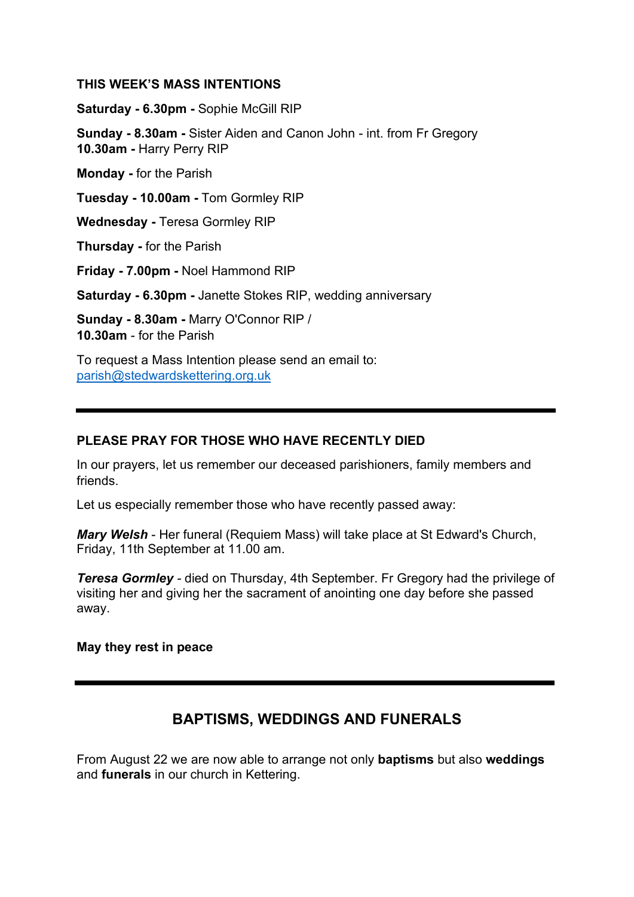**THIS WEEK'S MASS INTENTIONS**

**Saturday - 6.30pm -** Sophie McGill RIP

**Sunday - 8.30am -** Sister Aiden and Canon John - int. from Fr Gregory
**10.30am -** Harry Perry RIP

**Monday -** for the Parish

**Tuesday - 10.00am -** Tom Gormley RIP

**Wednesday -** Teresa Gormley RIP

**Thursday -** for the Parish

**Friday - 7.00pm -** Noel Hammond RIP

**Saturday - 6.30pm -** Janette Stokes RIP, wedding anniversary

**Sunday - 8.30am -** Marry O'Connor RIP /
**10.30am** - for the Parish

To request a Mass Intention please send an email to:
parish@stedwardskettering.org.uk

---

**PLEASE PRAY FOR THOSE WHO HAVE RECENTLY DIED**

In our prayers, let us remember our deceased parishioners, family members and friends.

Let us especially remember those who have recently passed away:

***Mary Welsh*** - Her funeral (Requiem Mass) will take place at St Edward's Church, Friday, 11th September at 11.00 am.

***Teresa Gormley*** - died on Thursday, 4th September. Fr Gregory had the privilege of visiting her and giving her the sacrament of anointing one day before she passed away.

**May they rest in peace**

---

## BAPTISMS, WEDDINGS AND FUNERALS

From August 22 we are now able to arrange not only **baptisms** but also **weddings** and **funerals** in our church in Kettering.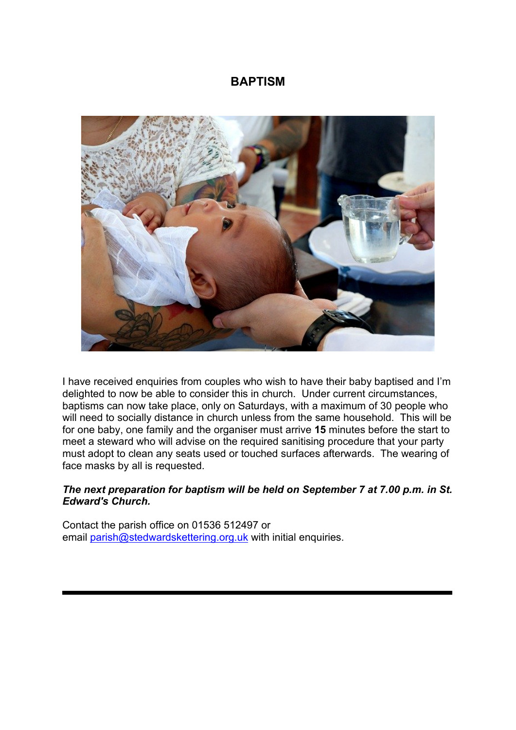# BAPTISM

I have received enquiries from couples who wish to have their baby baptised and I'm delighted to now be able to consider this in church. Under current circumstances, baptisms can now take place, only on Saturdays, with a maximum of 30 people who will need to socially distance in church unless from the same household. This will be for one baby, one family and the organiser must arrive **15** minutes before the start to meet a steward who will advise on the required sanitising procedure that your party must adopt to clean any seats used or touched surfaces afterwards. The wearing of face masks by all is requested.

***The next preparation for baptism will be held on September 7 at 7.00 p.m. in St. Edward's Church.***

Contact the parish office on 01536 512497 or email parish@stedwardskettering.org.uk with initial enquiries.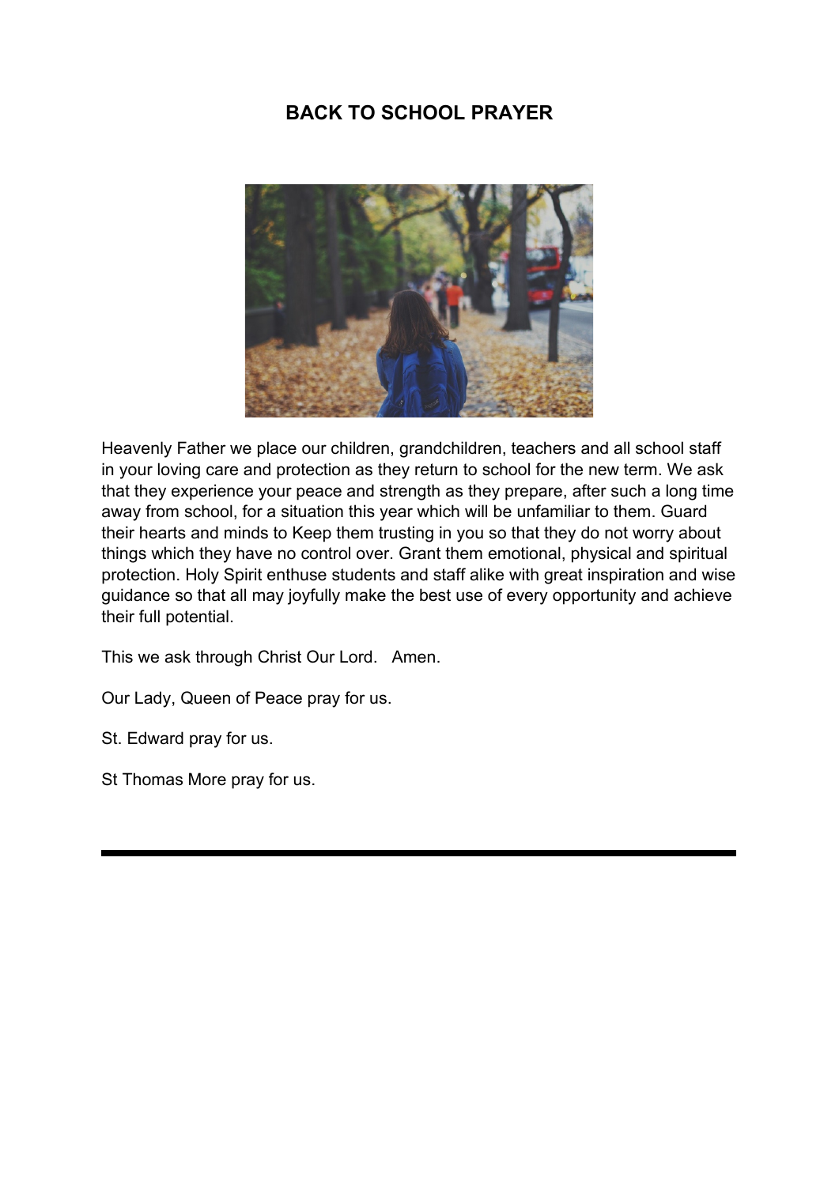# BACK TO SCHOOL PRAYER

Heavenly Father we place our children, grandchildren, teachers and all school staff in your loving care and protection as they return to school for the new term. We ask that they experience your peace and strength as they prepare, after such a long time away from school, for a situation this year which will be unfamiliar to them. Guard their hearts and minds to Keep them trusting in you so that they do not worry about things which they have no control over. Grant them emotional, physical and spiritual protection. Holy Spirit enthuse students and staff alike with great inspiration and wise guidance so that all may joyfully make the best use of every opportunity and achieve their full potential.

This we ask through Christ Our Lord. Amen.

Our Lady, Queen of Peace pray for us.

St. Edward pray for us.

St Thomas More pray for us.

---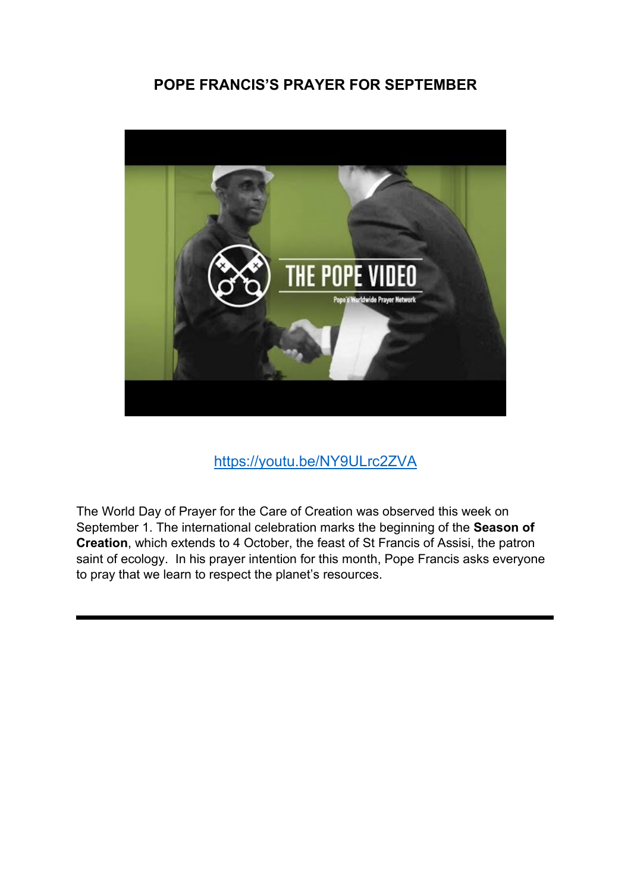## POPE FRANCIS'S PRAYER FOR SEPTEMBER

https://youtu.be/NY9ULrc2ZVA

The World Day of Prayer for the Care of Creation was observed this week on September 1. The international celebration marks the beginning of the **Season of Creation**, which extends to 4 October, the feast of St Francis of Assisi, the patron saint of ecology. In his prayer intention for this month, Pope Francis asks everyone to pray that we learn to respect the planet's resources.

---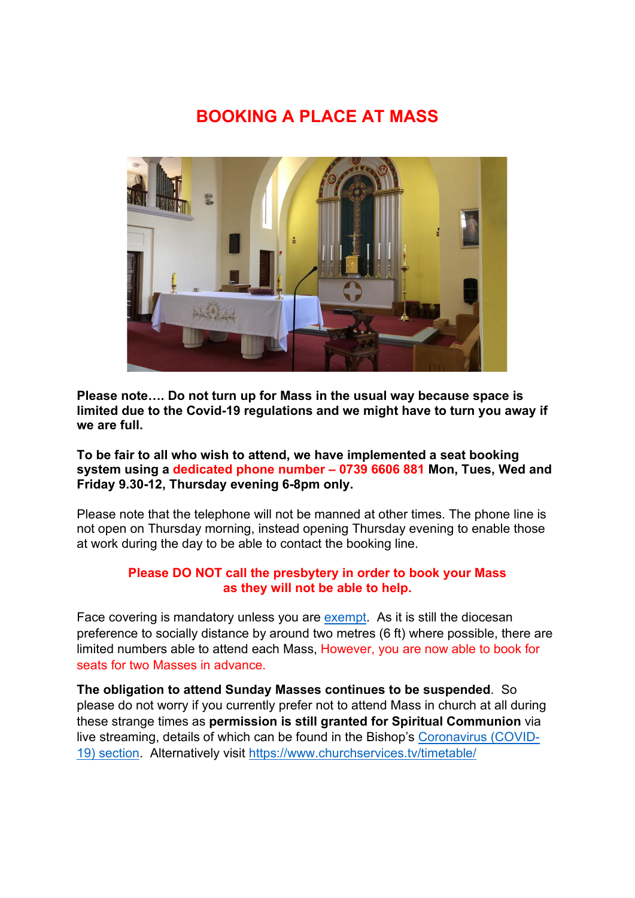# BOOKING A PLACE AT MASS

**Please note…. Do not turn up for Mass in the usual way because space is limited due to the Covid-19 regulations and we might have to turn you away if we are full.**

**To be fair to all who wish to attend, we have implemented a seat booking system using a dedicated phone number – 0739 6606 881 Mon, Tues, Wed and Friday 9.30-12, Thursday evening 6-8pm only.**

Please note that the telephone will not be manned at other times. The phone line is not open on Thursday morning, instead opening Thursday evening to enable those at work during the day to be able to contact the booking line.

**Please DO NOT call the presbytery in order to book your Mass as they will not be able to help.**

Face covering is mandatory unless you are exempt. As it is still the diocesan preference to socially distance by around two metres (6 ft) where possible, there are limited numbers able to attend each Mass, However, you are now able to book for seats for two Masses in advance.

**The obligation to attend Sunday Masses continues to be suspended**. So please do not worry if you currently prefer not to attend Mass in church at all during these strange times as **permission is still granted for Spiritual Communion** via live streaming, details of which can be found in the Bishop's Coronavirus (COVID-19) section. Alternatively visit https://www.churchservices.tv/timetable/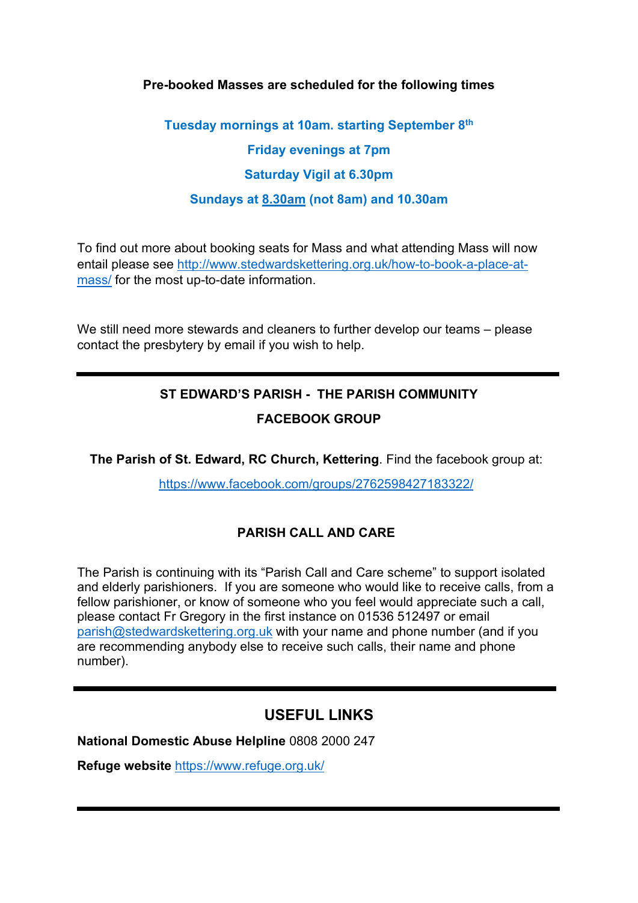**Pre-booked Masses are scheduled for the following times**

**Tuesday mornings at 10am. starting September 8th**

**Friday evenings at 7pm**

**Saturday Vigil at 6.30pm**

**Sundays at 8.30am (not 8am) and 10.30am**

To find out more about booking seats for Mass and what attending Mass will now entail please see http://www.stedwardskettering.org.uk/how-to-book-a-place-at-mass/ for the most up-to-date information.

We still need more stewards and cleaners to further develop our teams – please contact the presbytery by email if you wish to help.

---

**ST EDWARD'S PARISH - THE PARISH COMMUNITY FACEBOOK GROUP**

**The Parish of St. Edward, RC Church, Kettering**. Find the facebook group at:

https://www.facebook.com/groups/2762598427183322/

**PARISH CALL AND CARE**

The Parish is continuing with its "Parish Call and Care scheme" to support isolated and elderly parishioners. If you are someone who would like to receive calls, from a fellow parishioner, or know of someone who you feel would appreciate such a call, please contact Fr Gregory in the first instance on 01536 512497 or email parish@stedwardskettering.org.uk with your name and phone number (and if you are recommending anybody else to receive such calls, their name and phone number).

---

## USEFUL LINKS

**National Domestic Abuse Helpline** 0808 2000 247

**Refuge website** https://www.refuge.org.uk/

---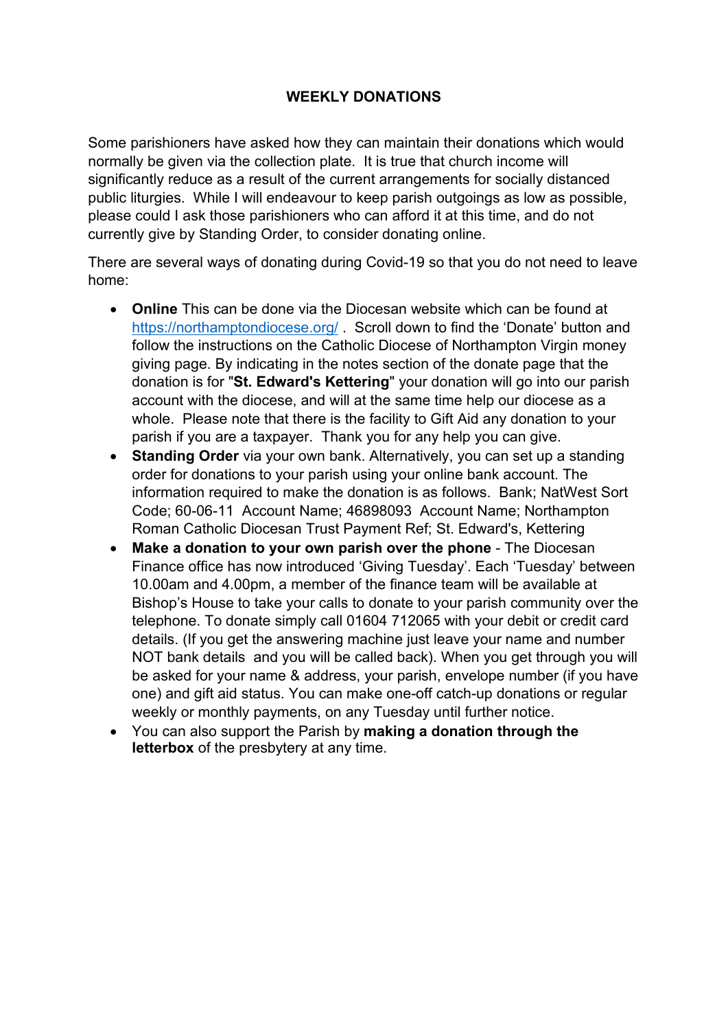## WEEKLY DONATIONS

Some parishioners have asked how they can maintain their donations which would normally be given via the collection plate. It is true that church income will significantly reduce as a result of the current arrangements for socially distanced public liturgies. While I will endeavour to keep parish outgoings as low as possible, please could I ask those parishioners who can afford it at this time, and do not currently give by Standing Order, to consider donating online.

There are several ways of donating during Covid-19 so that you do not need to leave home:

- **Online** This can be done via the Diocesan website which can be found at https://northamptondiocese.org/ . Scroll down to find the 'Donate' button and follow the instructions on the Catholic Diocese of Northampton Virgin money giving page. By indicating in the notes section of the donate page that the donation is for "**St. Edward's Kettering**" your donation will go into our parish account with the diocese, and will at the same time help our diocese as a whole. Please note that there is the facility to Gift Aid any donation to your parish if you are a taxpayer. Thank you for any help you can give.
- **Standing Order** via your own bank. Alternatively, you can set up a standing order for donations to your parish using your online bank account. The information required to make the donation is as follows. Bank; NatWest Sort Code; 60-06-11 Account Name; 46898093 Account Name; Northampton Roman Catholic Diocesan Trust Payment Ref; St. Edward's, Kettering
- **Make a donation to your own parish over the phone** - The Diocesan Finance office has now introduced 'Giving Tuesday'. Each 'Tuesday' between 10.00am and 4.00pm, a member of the finance team will be available at Bishop's House to take your calls to donate to your parish community over the telephone. To donate simply call 01604 712065 with your debit or credit card details. (If you get the answering machine just leave your name and number NOT bank details and you will be called back). When you get through you will be asked for your name & address, your parish, envelope number (if you have one) and gift aid status. You can make one-off catch-up donations or regular weekly or monthly payments, on any Tuesday until further notice.
- You can also support the Parish by **making a donation through the letterbox** of the presbytery at any time.